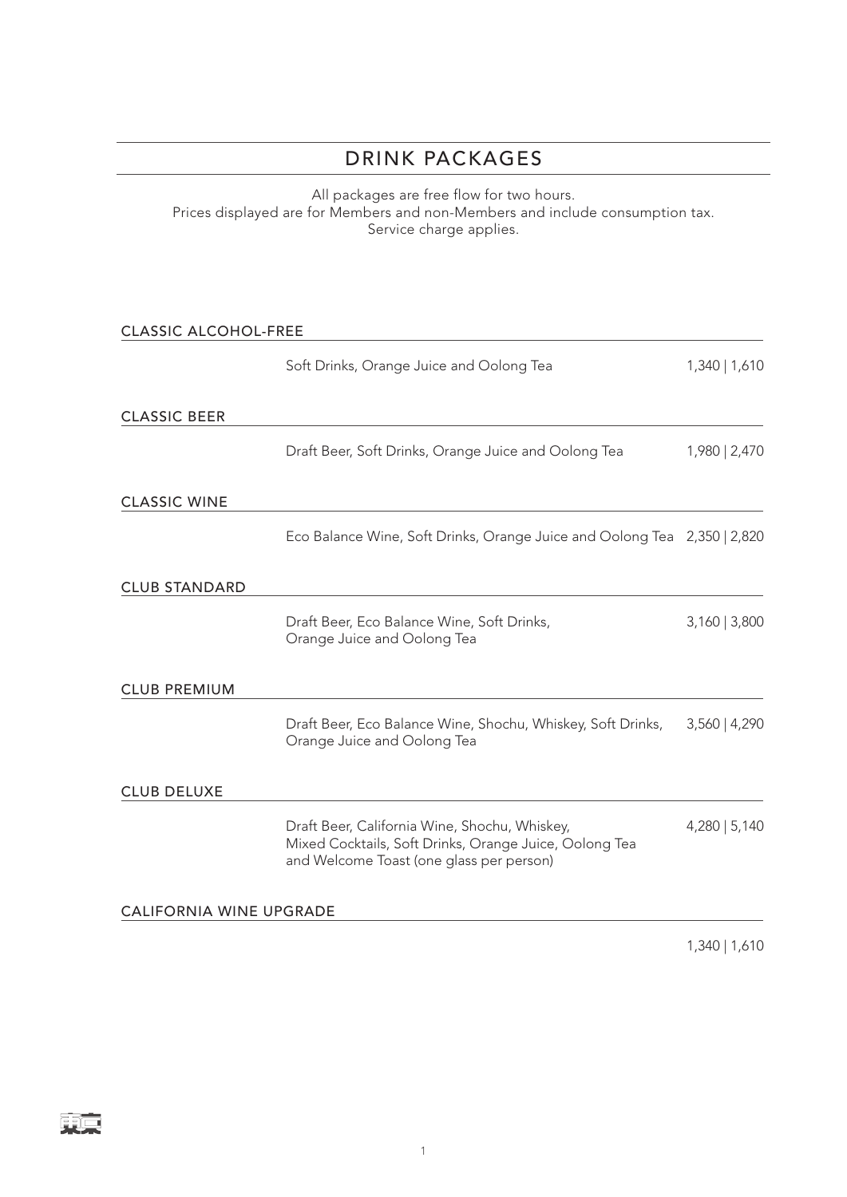# DRINK PACKAGES

All packages are free flow for two hours.
Prices displayed are for Members and non-Members and include consumption tax.
Service charge applies.

## CLASSIC ALCOHOL-FREE

Soft Drinks, Orange Juice and Oolong Tea — 1,340 | 1,610

## CLASSIC BEER

Draft Beer, Soft Drinks, Orange Juice and Oolong Tea — 1,980 | 2,470

## CLASSIC WINE

Eco Balance Wine, Soft Drinks, Orange Juice and Oolong Tea — 2,350 | 2,820

## CLUB STANDARD

Draft Beer, Eco Balance Wine, Soft Drinks, Orange Juice and Oolong Tea — 3,160 | 3,800

## CLUB PREMIUM

Draft Beer, Eco Balance Wine, Shochu, Whiskey, Soft Drinks, Orange Juice and Oolong Tea — 3,560 | 4,290

## CLUB DELUXE

Draft Beer, California Wine, Shochu, Whiskey, Mixed Cocktails, Soft Drinks, Orange Juice, Oolong Tea and Welcome Toast (one glass per person) — 4,280 | 5,140

## CALIFORNIA WINE UPGRADE

1,340 | 1,610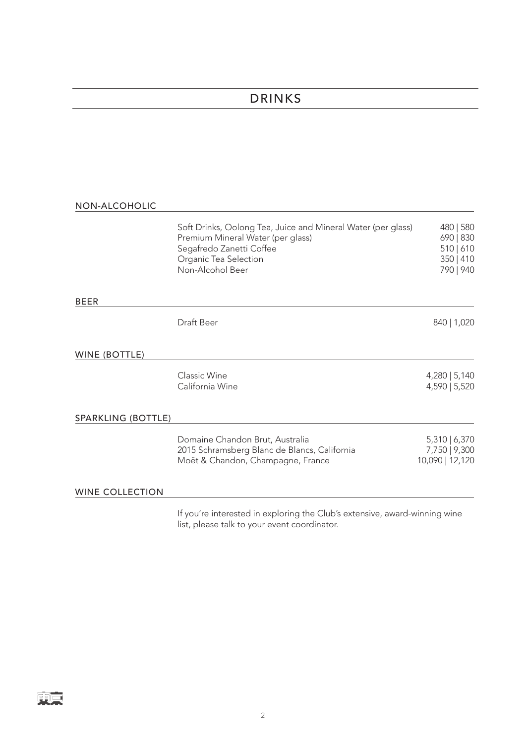# DRINKS

## NON-ALCOHOLIC

| | |
|---|---|
| Soft Drinks, Oolong Tea, Juice and Mineral Water (per glass) | 480 \| 580 |
| Premium Mineral Water (per glass) | 690 \| 830 |
| Segafredo Zanetti Coffee | 510 \| 610 |
| Organic Tea Selection | 350 \| 410 |
| Non-Alcohol Beer | 790 \| 940 |

## BEER

| | |
|---|---|
| Draft Beer | 840 \| 1,020 |

## WINE (BOTTLE)

| | |
|---|---|
| Classic Wine | 4,280 \| 5,140 |
| California Wine | 4,590 \| 5,520 |

## SPARKLING (BOTTLE)

| | |
|---|---|
| Domaine Chandon Brut, Australia | 5,310 \| 6,370 |
| 2015 Schramsberg Blanc de Blancs, California | 7,750 \| 9,300 |
| Moët & Chandon, Champagne, France | 10,090 \| 12,120 |

## WINE COLLECTION

If you're interested in exploring the Club's extensive, award-winning wine list, please talk to your event coordinator.